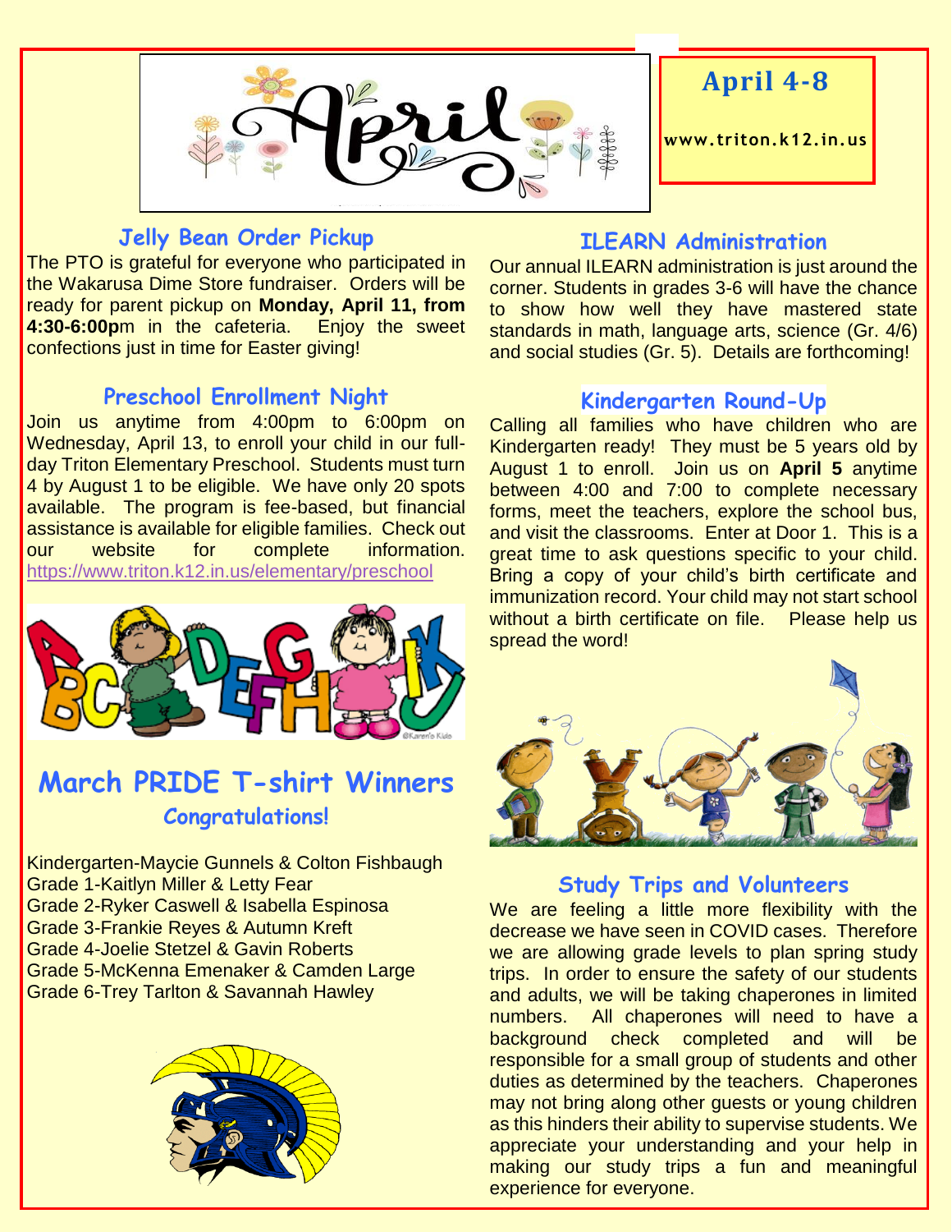# April

## April 4-8

www.triton.k12.in.us

### Jelly Bean Order Pickup

The PTO is grateful for everyone who participated in the Wakarusa Dime Store fundraiser. Orders will be ready for parent pickup on **Monday, April 11, from 4:30-6:00p**m in the cafeteria. Enjoy the sweet confections just in time for Easter giving!

### Preschool Enrollment Night

Join us anytime from 4:00pm to 6:00pm on Wednesday, April 13, to enroll your child in our full-day Triton Elementary Preschool. Students must turn 4 by August 1 to be eligible. We have only 20 spots available. The program is fee-based, but financial assistance is available for eligible families. Check out our website for complete information. https://www.triton.k12.in.us/elementary/preschool

## March PRIDE T-shirt Winners

### Congratulations!

Kindergarten-Maycie Gunnels & Colton Fishbaugh
Grade 1-Kaitlyn Miller & Letty Fear
Grade 2-Ryker Caswell & Isabella Espinosa
Grade 3-Frankie Reyes & Autumn Kreft
Grade 4-Joelie Stetzel & Gavin Roberts
Grade 5-McKenna Emenaker & Camden Large
Grade 6-Trey Tarlton & Savannah Hawley

### ILEARN Administration

Our annual ILEARN administration is just around the corner. Students in grades 3-6 will have the chance to show how well they have mastered state standards in math, language arts, science (Gr. 4/6) and social studies (Gr. 5). Details are forthcoming!

### Kindergarten Round-Up

Calling all families who have children who are Kindergarten ready! They must be 5 years old by August 1 to enroll. Join us on **April 5** anytime between 4:00 and 7:00 to complete necessary forms, meet the teachers, explore the school bus, and visit the classrooms. Enter at Door 1. This is a great time to ask questions specific to your child. Bring a copy of your child's birth certificate and immunization record. Your child may not start school without a birth certificate on file. Please help us spread the word!

### Study Trips and Volunteers

We are feeling a little more flexibility with the decrease we have seen in COVID cases. Therefore we are allowing grade levels to plan spring study trips. In order to ensure the safety of our students and adults, we will be taking chaperones in limited numbers. All chaperones will need to have a background check completed and will be responsible for a small group of students and other duties as determined by the teachers. Chaperones may not bring along other guests or young children as this hinders their ability to supervise students. We appreciate your understanding and your help in making our study trips a fun and meaningful experience for everyone.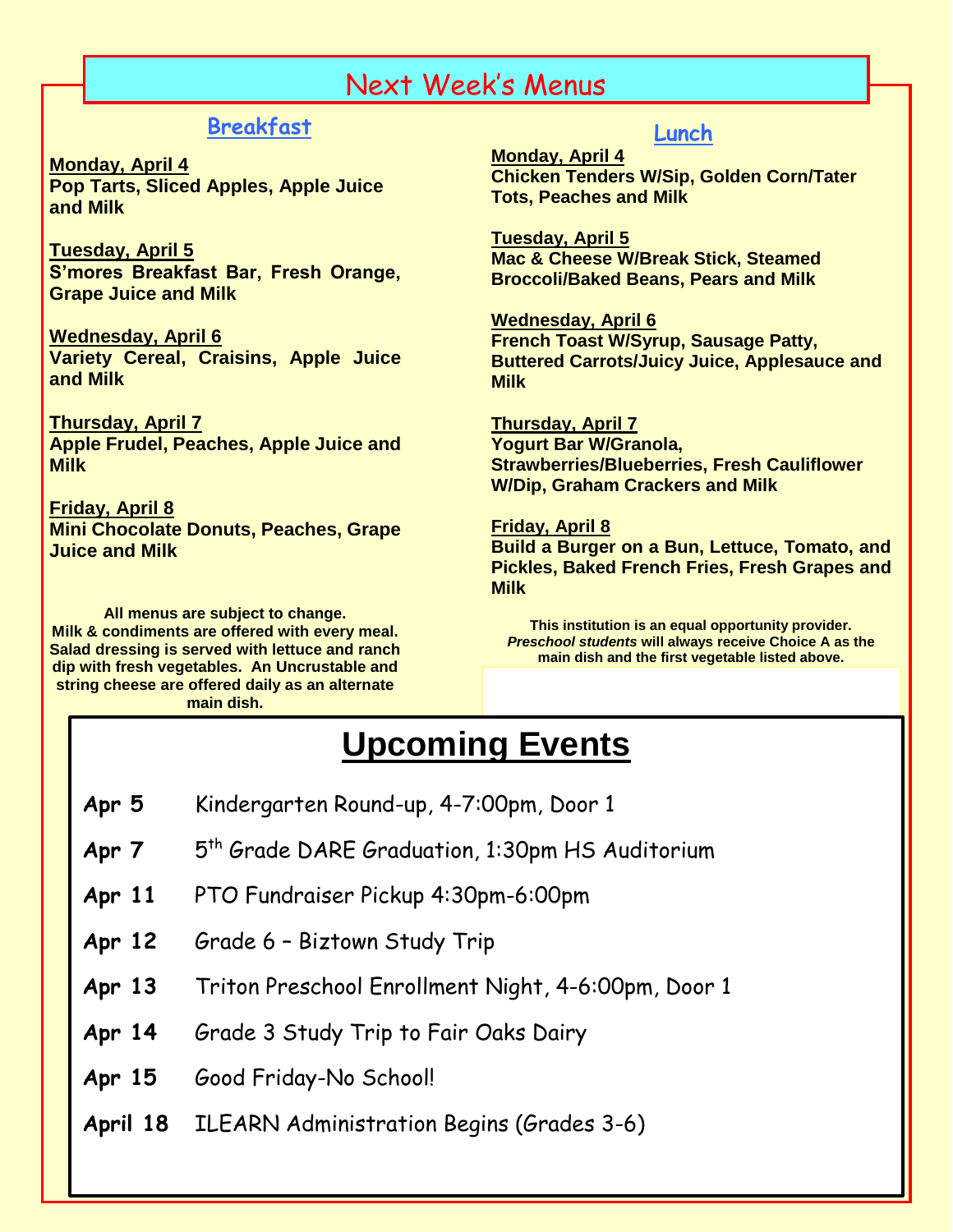# Next Week's Menus

## Breakfast

**Monday, April 4**
**Pop Tarts, Sliced Apples, Apple Juice and Milk**

**Tuesday, April 5**
**S'mores Breakfast Bar, Fresh Orange, Grape Juice and Milk**

**Wednesday, April 6**
**Variety Cereal, Craisins, Apple Juice and Milk**

**Thursday, April 7**
**Apple Frudel, Peaches, Apple Juice and Milk**

**Friday, April 8**
**Mini Chocolate Donuts, Peaches, Grape Juice and Milk**

**All menus are subject to change.**
**Milk & condiments are offered with every meal. Salad dressing is served with lettuce and ranch dip with fresh vegetables. An Uncrustable and string cheese are offered daily as an alternate main dish.**

## Lunch

**Monday, April 4**
**Chicken Tenders W/Sip, Golden Corn/Tater Tots, Peaches and Milk**

**Tuesday, April 5**
**Mac & Cheese W/Break Stick, Steamed Broccoli/Baked Beans, Pears and Milk**

**Wednesday, April 6**
**French Toast W/Syrup, Sausage Patty, Buttered Carrots/Juicy Juice, Applesauce and Milk**

**Thursday, April 7**
**Yogurt Bar W/Granola, Strawberries/Blueberries, Fresh Cauliflower W/Dip, Graham Crackers and Milk**

**Friday, April 8**
**Build a Burger on a Bun, Lettuce, Tomato, and Pickles, Baked French Fries, Fresh Grapes and Milk**

**This institution is an equal opportunity provider.** ***Preschool students*** **will always receive Choice A as the main dish and the first vegetable listed above.**

# Upcoming Events

| | |
|---|---|
| **Apr 5** | Kindergarten Round-up, 4-7:00pm, Door 1 |
| **Apr 7** | 5th Grade DARE Graduation, 1:30pm HS Auditorium |
| **Apr 11** | PTO Fundraiser Pickup 4:30pm-6:00pm |
| **Apr 12** | Grade 6 – Biztown Study Trip |
| **Apr 13** | Triton Preschool Enrollment Night, 4-6:00pm, Door 1 |
| **Apr 14** | Grade 3 Study Trip to Fair Oaks Dairy |
| **Apr 15** | Good Friday-No School! |
| **April 18** | ILEARN Administration Begins (Grades 3-6) |